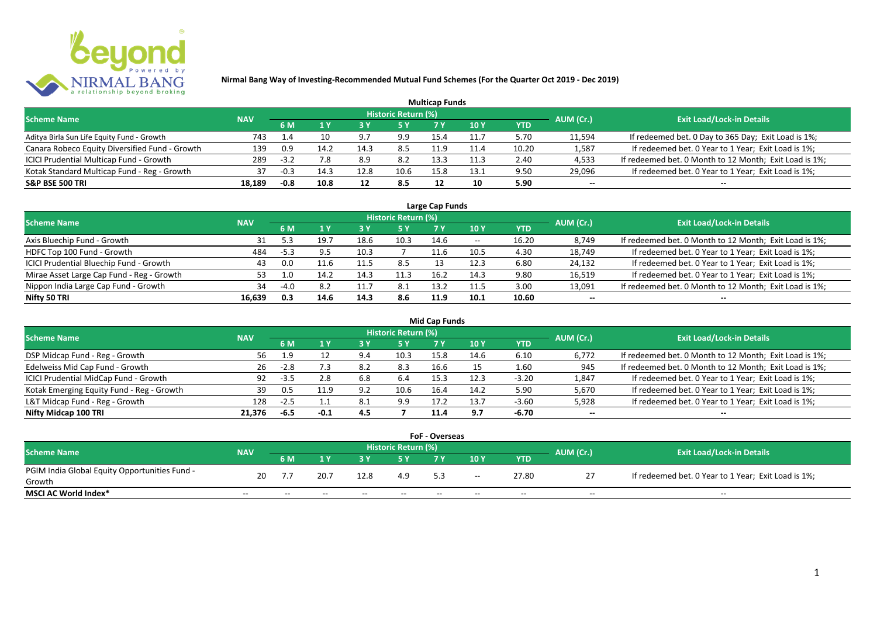# Nirmal Bang Way of Investing-Recommended Mutual Fund Schemes (For the Quarter Oct 2019 - Dec 2019)

## Multicap Funds

| Scheme Name | NAV | Historic Return (%) | | | | | | | AUM (Cr.) | Exit Load/Lock-in Details |
|---|---|---|---|---|---|---|---|---|---|---|
| | | 6 M | 1 Y | 3 Y | 5 Y | 7 Y | 10 Y | YTD | | |
| Aditya Birla Sun Life Equity Fund - Growth | 743 | 1.4 | 10 | 9.7 | 9.9 | 15.4 | 11.7 | 5.70 | 11,594 | If redeemed bet. 0 Day to 365 Day; Exit Load is 1%; |
| Canara Robeco Equity Diversified Fund - Growth | 139 | 0.9 | 14.2 | 14.3 | 8.5 | 11.9 | 11.4 | 10.20 | 1,587 | If redeemed bet. 0 Year to 1 Year; Exit Load is 1%; |
| ICICI Prudential Multicap Fund - Growth | 289 | -3.2 | 7.8 | 8.9 | 8.2 | 13.3 | 11.3 | 2.40 | 4,533 | If redeemed bet. 0 Month to 12 Month; Exit Load is 1%; |
| Kotak Standard Multicap Fund - Reg - Growth | 37 | -0.3 | 14.3 | 12.8 | 10.6 | 15.8 | 13.1 | 9.50 | 29,096 | If redeemed bet. 0 Year to 1 Year; Exit Load is 1%; |
| **S&P BSE 500 TRI** | **18,189** | **-0.8** | **10.8** | **12** | **8.5** | **12** | **10** | **5.90** | -- | -- |

## Large Cap Funds

| Scheme Name | NAV | Historic Return (%) | | | | | | | AUM (Cr.) | Exit Load/Lock-in Details |
|---|---|---|---|---|---|---|---|---|---|---|
| | | 6 M | 1 Y | 3 Y | 5 Y | 7 Y | 10 Y | YTD | | |
| Axis Bluechip Fund - Growth | 31 | 5.3 | 19.7 | 18.6 | 10.3 | 14.6 | -- | 16.20 | 8,749 | If redeemed bet. 0 Month to 12 Month; Exit Load is 1%; |
| HDFC Top 100 Fund - Growth | 484 | -5.3 | 9.5 | 10.3 | 7 | 11.6 | 10.5 | 4.30 | 18,749 | If redeemed bet. 0 Year to 1 Year; Exit Load is 1%; |
| ICICI Prudential Bluechip Fund - Growth | 43 | 0.0 | 11.6 | 11.5 | 8.5 | 13 | 12.3 | 6.80 | 24,132 | If redeemed bet. 0 Year to 1 Year; Exit Load is 1%; |
| Mirae Asset Large Cap Fund - Reg - Growth | 53 | 1.0 | 14.2 | 14.3 | 11.3 | 16.2 | 14.3 | 9.80 | 16,519 | If redeemed bet. 0 Year to 1 Year; Exit Load is 1%; |
| Nippon India Large Cap Fund - Growth | 34 | -4.0 | 8.2 | 11.7 | 8.1 | 13.2 | 11.5 | 3.00 | 13,091 | If redeemed bet. 0 Month to 12 Month; Exit Load is 1%; |
| **Nifty 50 TRI** | **16,639** | **0.3** | **14.6** | **14.3** | **8.6** | **11.9** | **10.1** | **10.60** | -- | -- |

## Mid Cap Funds

| Scheme Name | NAV | Historic Return (%) | | | | | | | AUM (Cr.) | Exit Load/Lock-in Details |
|---|---|---|---|---|---|---|---|---|---|---|
| | | 6 M | 1 Y | 3 Y | 5 Y | 7 Y | 10 Y | YTD | | |
| DSP Midcap Fund - Reg - Growth | 56 | 1.9 | 12 | 9.4 | 10.3 | 15.8 | 14.6 | 6.10 | 6,772 | If redeemed bet. 0 Month to 12 Month; Exit Load is 1%; |
| Edelweiss Mid Cap Fund - Growth | 26 | -2.8 | 7.3 | 8.2 | 8.3 | 16.6 | 15 | 1.60 | 945 | If redeemed bet. 0 Month to 12 Month; Exit Load is 1%; |
| ICICI Prudential MidCap Fund - Growth | 92 | -3.5 | 2.8 | 6.8 | 6.4 | 15.3 | 12.3 | -3.20 | 1,847 | If redeemed bet. 0 Year to 1 Year; Exit Load is 1%; |
| Kotak Emerging Equity Fund - Reg - Growth | 39 | 0.5 | 11.9 | 9.2 | 10.6 | 16.4 | 14.2 | 5.90 | 5,670 | If redeemed bet. 0 Year to 1 Year; Exit Load is 1%; |
| L&T Midcap Fund - Reg - Growth | 128 | -2.5 | 1.1 | 8.1 | 9.9 | 17.2 | 13.7 | -3.60 | 5,928 | If redeemed bet. 0 Year to 1 Year; Exit Load is 1%; |
| **Nifty Midcap 100 TRI** | **21,376** | **-6.5** | **-0.1** | **4.5** | **7** | **11.4** | **9.7** | **-6.70** | -- | -- |

## FoF - Overseas

| Scheme Name | NAV | Historic Return (%) | | | | | | | AUM (Cr.) | Exit Load/Lock-in Details |
|---|---|---|---|---|---|---|---|---|---|---|
| | | 6 M | 1 Y | 3 Y | 5 Y | 7 Y | 10 Y | YTD | | |
| PGIM India Global Equity Opportunities Fund - Growth | 20 | 7.7 | 20.7 | 12.8 | 4.9 | 5.3 | -- | 27.80 | 27 | If redeemed bet. 0 Year to 1 Year; Exit Load is 1%; |
| **MSCI AC World Index*** | -- | -- | -- | -- | -- | -- | -- | -- | -- | -- |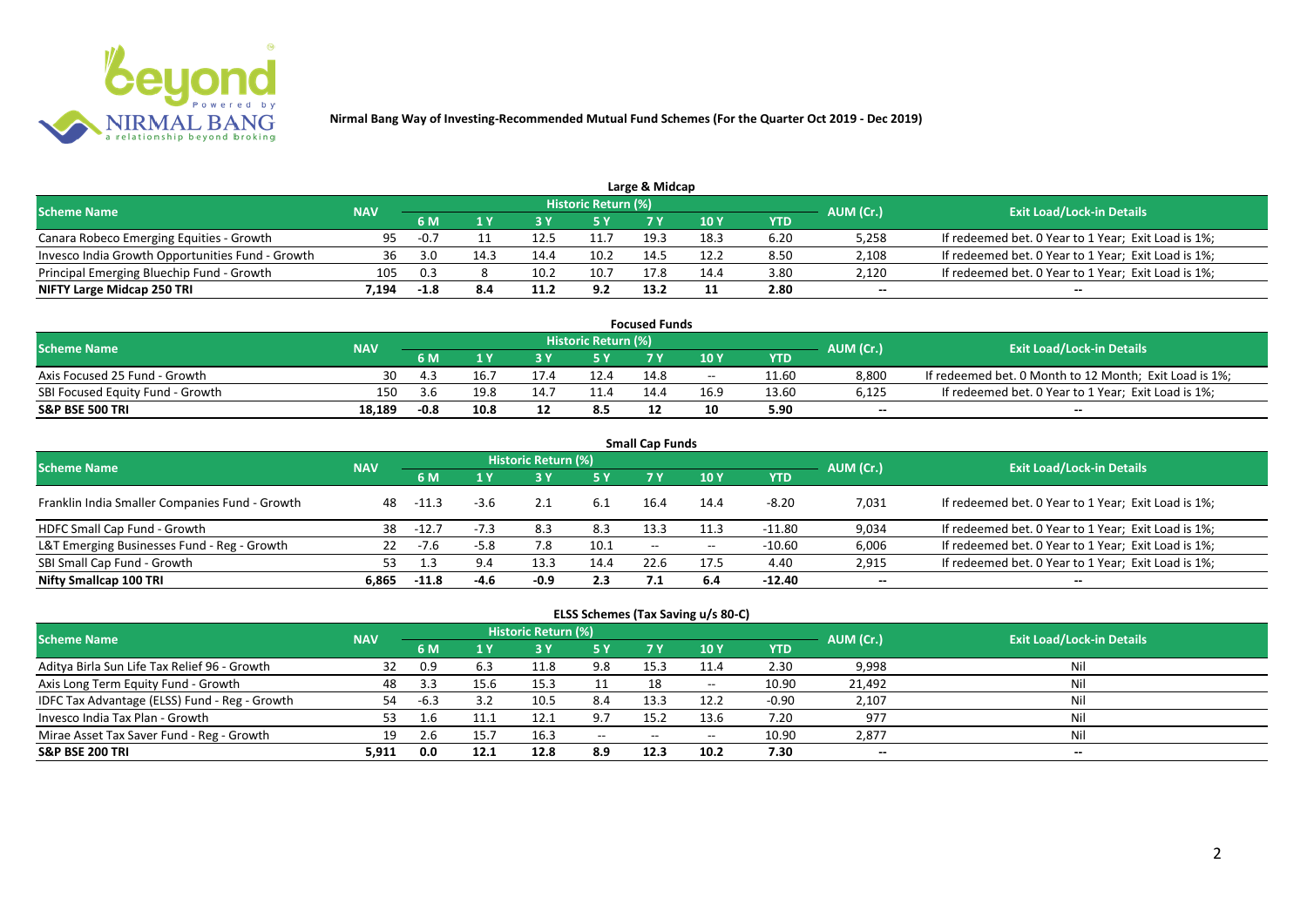**Nirmal Bang Way of Investing-Recommended Mutual Fund Schemes (For the Quarter Oct 2019 - Dec 2019)**

## Large & Midcap

| Scheme Name | NAV | Historic Return (%) | | | | | | | AUM (Cr.) | Exit Load/Lock-in Details |
|---|---|---|---|---|---|---|---|---|---|---|
| | | 6 M | 1 Y | 3 Y | 5 Y | 7 Y | 10 Y | YTD | | |
| Canara Robeco Emerging Equities - Growth | 95 | -0.7 | 11 | 12.5 | 11.7 | 19.3 | 18.3 | 6.20 | 5,258 | If redeemed bet. 0 Year to 1 Year; Exit Load is 1%; |
| Invesco India Growth Opportunities Fund - Growth | 36 | 3.0 | 14.3 | 14.4 | 10.2 | 14.5 | 12.2 | 8.50 | 2,108 | If redeemed bet. 0 Year to 1 Year; Exit Load is 1%; |
| Principal Emerging Bluechip Fund - Growth | 105 | 0.3 | 8 | 10.2 | 10.7 | 17.8 | 14.4 | 3.80 | 2,120 | If redeemed bet. 0 Year to 1 Year; Exit Load is 1%; |
| **NIFTY Large Midcap 250 TRI** | **7,194** | **-1.8** | **8.4** | **11.2** | **9.2** | **13.2** | **11** | **2.80** | **--** | **--** |

## Focused Funds

| Scheme Name | NAV | Historic Return (%) | | | | | | | AUM (Cr.) | Exit Load/Lock-in Details |
|---|---|---|---|---|---|---|---|---|---|---|
| | | 6 M | 1 Y | 3 Y | 5 Y | 7 Y | 10 Y | YTD | | |
| Axis Focused 25 Fund - Growth | 30 | 4.3 | 16.7 | 17.4 | 12.4 | 14.8 | -- | 11.60 | 8,800 | If redeemed bet. 0 Month to 12 Month; Exit Load is 1%; |
| SBI Focused Equity Fund - Growth | 150 | 3.6 | 19.8 | 14.7 | 11.4 | 14.4 | 16.9 | 13.60 | 6,125 | If redeemed bet. 0 Year to 1 Year; Exit Load is 1%; |
| **S&P BSE 500 TRI** | **18,189** | **-0.8** | **10.8** | **12** | **8.5** | **12** | **10** | **5.90** | **--** | **--** |

## Small Cap Funds

| Scheme Name | NAV | Historic Return (%) | | | | | | | AUM (Cr.) | Exit Load/Lock-in Details |
|---|---|---|---|---|---|---|---|---|---|---|
| | | 6 M | 1 Y | 3 Y | 5 Y | 7 Y | 10 Y | YTD | | |
| Franklin India Smaller Companies Fund - Growth | 48 | -11.3 | -3.6 | 2.1 | 6.1 | 16.4 | 14.4 | -8.20 | 7,031 | If redeemed bet. 0 Year to 1 Year; Exit Load is 1%; |
| HDFC Small Cap Fund - Growth | 38 | -12.7 | -7.3 | 8.3 | 8.3 | 13.3 | 11.3 | -11.80 | 9,034 | If redeemed bet. 0 Year to 1 Year; Exit Load is 1%; |
| L&T Emerging Businesses Fund - Reg - Growth | 22 | -7.6 | -5.8 | 7.8 | 10.1 | -- | -- | -10.60 | 6,006 | If redeemed bet. 0 Year to 1 Year; Exit Load is 1%; |
| SBI Small Cap Fund - Growth | 53 | 1.3 | 9.4 | 13.3 | 14.4 | 22.6 | 17.5 | 4.40 | 2,915 | If redeemed bet. 0 Year to 1 Year; Exit Load is 1%; |
| **Nifty Smallcap 100 TRI** | **6,865** | **-11.8** | **-4.6** | **-0.9** | **2.3** | **7.1** | **6.4** | **-12.40** | **--** | **--** |

## ELSS Schemes (Tax Saving u/s 80-C)

| Scheme Name | NAV | Historic Return (%) | | | | | | | AUM (Cr.) | Exit Load/Lock-in Details |
|---|---|---|---|---|---|---|---|---|---|---|
| | | 6 M | 1 Y | 3 Y | 5 Y | 7 Y | 10 Y | YTD | | |
| Aditya Birla Sun Life Tax Relief 96 - Growth | 32 | 0.9 | 6.3 | 11.8 | 9.8 | 15.3 | 11.4 | 2.30 | 9,998 | Nil |
| Axis Long Term Equity Fund - Growth | 48 | 3.3 | 15.6 | 15.3 | 11 | 18 | -- | 10.90 | 21,492 | Nil |
| IDFC Tax Advantage (ELSS) Fund - Reg - Growth | 54 | -6.3 | 3.2 | 10.5 | 8.4 | 13.3 | 12.2 | -0.90 | 2,107 | Nil |
| Invesco India Tax Plan - Growth | 53 | 1.6 | 11.1 | 12.1 | 9.7 | 15.2 | 13.6 | 7.20 | 977 | Nil |
| Mirae Asset Tax Saver Fund - Reg - Growth | 19 | 2.6 | 15.7 | 16.3 | -- | -- | -- | 10.90 | 2,877 | Nil |
| **S&P BSE 200 TRI** | **5,911** | **0.0** | **12.1** | **12.8** | **8.9** | **12.3** | **10.2** | **7.30** | **--** | **--** |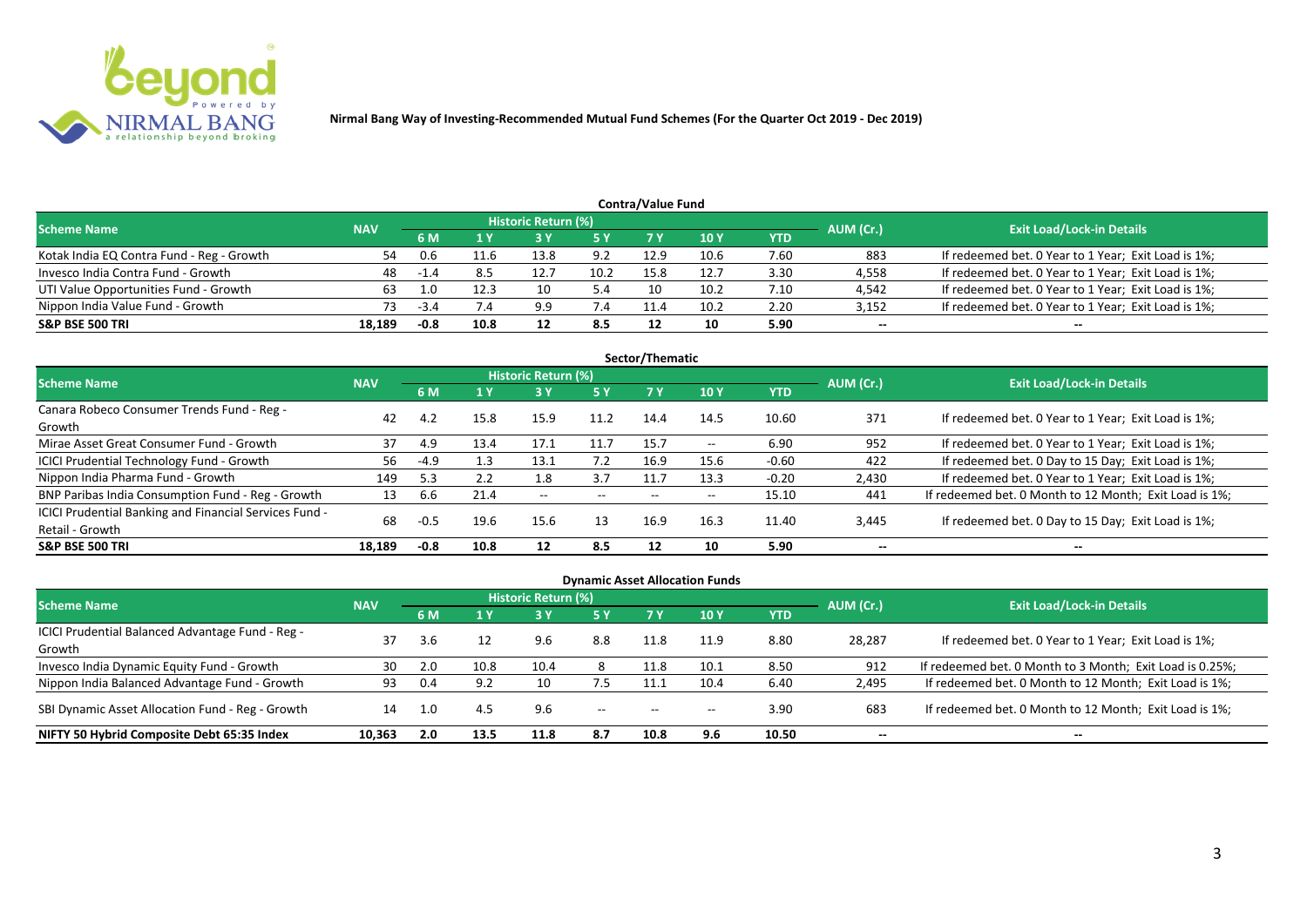**Nirmal Bang Way of Investing-Recommended Mutual Fund Schemes (For the Quarter Oct 2019 - Dec 2019)**

## Contra/Value Fund

| Scheme Name | NAV | Historic Return (%) | | | | | | | AUM (Cr.) | Exit Load/Lock-in Details |
|---|---|---|---|---|---|---|---|---|---|---|
| | | 6 M | 1 Y | 3 Y | 5 Y | 7 Y | 10 Y | YTD | | |
| Kotak India EQ Contra Fund - Reg - Growth | 54 | 0.6 | 11.6 | 13.8 | 9.2 | 12.9 | 10.6 | 7.60 | 883 | If redeemed bet. 0 Year to 1 Year; Exit Load is 1%; |
| Invesco India Contra Fund - Growth | 48 | -1.4 | 8.5 | 12.7 | 10.2 | 15.8 | 12.7 | 3.30 | 4,558 | If redeemed bet. 0 Year to 1 Year; Exit Load is 1%; |
| UTI Value Opportunities Fund - Growth | 63 | 1.0 | 12.3 | 10 | 5.4 | 10 | 10.2 | 7.10 | 4,542 | If redeemed bet. 0 Year to 1 Year; Exit Load is 1%; |
| Nippon India Value Fund - Growth | 73 | -3.4 | 7.4 | 9.9 | 7.4 | 11.4 | 10.2 | 2.20 | 3,152 | If redeemed bet. 0 Year to 1 Year; Exit Load is 1%; |
| **S&P BSE 500 TRI** | **18,189** | **-0.8** | **10.8** | **12** | **8.5** | **12** | **10** | **5.90** | **--** | **--** |

## Sector/Thematic

| Scheme Name | NAV | Historic Return (%) | | | | | | | AUM (Cr.) | Exit Load/Lock-in Details |
|---|---|---|---|---|---|---|---|---|---|---|
| | | 6 M | 1 Y | 3 Y | 5 Y | 7 Y | 10 Y | YTD | | |
| Canara Robeco Consumer Trends Fund - Reg - Growth | 42 | 4.2 | 15.8 | 15.9 | 11.2 | 14.4 | 14.5 | 10.60 | 371 | If redeemed bet. 0 Year to 1 Year; Exit Load is 1%; |
| Mirae Asset Great Consumer Fund - Growth | 37 | 4.9 | 13.4 | 17.1 | 11.7 | 15.7 | -- | 6.90 | 952 | If redeemed bet. 0 Year to 1 Year; Exit Load is 1%; |
| ICICI Prudential Technology Fund - Growth | 56 | -4.9 | 1.3 | 13.1 | 7.2 | 16.9 | 15.6 | -0.60 | 422 | If redeemed bet. 0 Day to 15 Day; Exit Load is 1%; |
| Nippon India Pharma Fund - Growth | 149 | 5.3 | 2.2 | 1.8 | 3.7 | 11.7 | 13.3 | -0.20 | 2,430 | If redeemed bet. 0 Year to 1 Year; Exit Load is 1%; |
| BNP Paribas India Consumption Fund - Reg - Growth | 13 | 6.6 | 21.4 | -- | -- | -- | -- | 15.10 | 441 | If redeemed bet. 0 Month to 12 Month; Exit Load is 1%; |
| ICICI Prudential Banking and Financial Services Fund - Retail - Growth | 68 | -0.5 | 19.6 | 15.6 | 13 | 16.9 | 16.3 | 11.40 | 3,445 | If redeemed bet. 0 Day to 15 Day; Exit Load is 1%; |
| **S&P BSE 500 TRI** | **18,189** | **-0.8** | **10.8** | **12** | **8.5** | **12** | **10** | **5.90** | **--** | **--** |

## Dynamic Asset Allocation Funds

| Scheme Name | NAV | Historic Return (%) | | | | | | | AUM (Cr.) | Exit Load/Lock-in Details |
|---|---|---|---|---|---|---|---|---|---|---|
| | | 6 M | 1 Y | 3 Y | 5 Y | 7 Y | 10 Y | YTD | | |
| ICICI Prudential Balanced Advantage Fund - Reg - Growth | 37 | 3.6 | 12 | 9.6 | 8.8 | 11.8 | 11.9 | 8.80 | 28,287 | If redeemed bet. 0 Year to 1 Year; Exit Load is 1%; |
| Invesco India Dynamic Equity Fund - Growth | 30 | 2.0 | 10.8 | 10.4 | 8 | 11.8 | 10.1 | 8.50 | 912 | If redeemed bet. 0 Month to 3 Month; Exit Load is 0.25%; |
| Nippon India Balanced Advantage Fund - Growth | 93 | 0.4 | 9.2 | 10 | 7.5 | 11.1 | 10.4 | 6.40 | 2,495 | If redeemed bet. 0 Month to 12 Month; Exit Load is 1%; |
| SBI Dynamic Asset Allocation Fund - Reg - Growth | 14 | 1.0 | 4.5 | 9.6 | -- | -- | -- | 3.90 | 683 | If redeemed bet. 0 Month to 12 Month; Exit Load is 1%; |
| **NIFTY 50 Hybrid Composite Debt 65:35 Index** | **10,363** | **2.0** | **13.5** | **11.8** | **8.7** | **10.8** | **9.6** | **10.50** | **--** | **--** |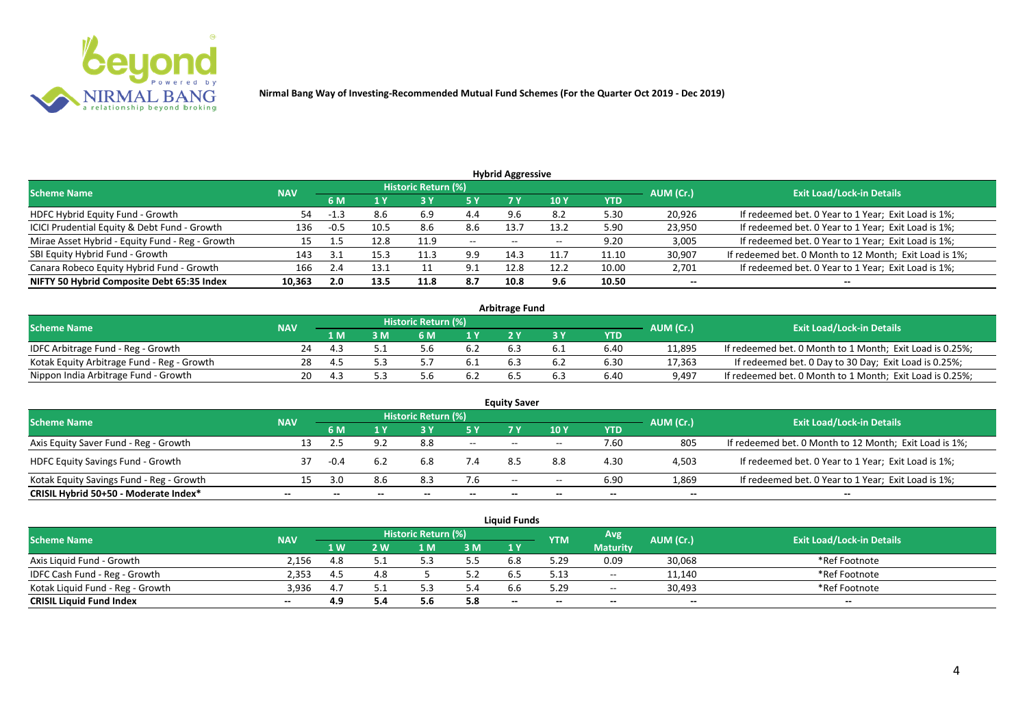Nirmal Bang Way of Investing-Recommended Mutual Fund Schemes (For the Quarter Oct 2019 - Dec 2019)

## Hybrid Aggressive

| Scheme Name | NAV | Historic Return (%) | | | | | | | AUM (Cr.) | Exit Load/Lock-in Details |
|---|---|---|---|---|---|---|---|---|---|---|
| | | 6 M | 1 Y | 3 Y | 5 Y | 7 Y | 10 Y | YTD | | |
| HDFC Hybrid Equity Fund - Growth | 54 | -1.3 | 8.6 | 6.9 | 4.4 | 9.6 | 8.2 | 5.30 | 20,926 | If redeemed bet. 0 Year to 1 Year; Exit Load is 1%; |
| ICICI Prudential Equity & Debt Fund - Growth | 136 | -0.5 | 10.5 | 8.6 | 8.6 | 13.7 | 13.2 | 5.90 | 23,950 | If redeemed bet. 0 Year to 1 Year; Exit Load is 1%; |
| Mirae Asset Hybrid - Equity Fund - Reg - Growth | 15 | 1.5 | 12.8 | 11.9 | -- | -- | -- | 9.20 | 3,005 | If redeemed bet. 0 Year to 1 Year; Exit Load is 1%; |
| SBI Equity Hybrid Fund - Growth | 143 | 3.1 | 15.3 | 11.3 | 9.9 | 14.3 | 11.7 | 11.10 | 30,907 | If redeemed bet. 0 Month to 12 Month; Exit Load is 1%; |
| Canara Robeco Equity Hybrid Fund - Growth | 166 | 2.4 | 13.1 | 11 | 9.1 | 12.8 | 12.2 | 10.00 | 2,701 | If redeemed bet. 0 Year to 1 Year; Exit Load is 1%; |
| **NIFTY 50 Hybrid Composite Debt 65:35 Index** | **10,363** | **2.0** | **13.5** | **11.8** | **8.7** | **10.8** | **9.6** | **10.50** | **--** | **--** |

## Arbitrage Fund

| Scheme Name | NAV | Historic Return (%) | | | | | | | AUM (Cr.) | Exit Load/Lock-in Details |
|---|---|---|---|---|---|---|---|---|---|---|
| | | 1 M | 3 M | 6 M | 1 Y | 2 Y | 3 Y | YTD | | |
| IDFC Arbitrage Fund - Reg - Growth | 24 | 4.3 | 5.1 | 5.6 | 6.2 | 6.3 | 6.1 | 6.40 | 11,895 | If redeemed bet. 0 Month to 1 Month; Exit Load is 0.25%; |
| Kotak Equity Arbitrage Fund - Reg - Growth | 28 | 4.5 | 5.3 | 5.7 | 6.1 | 6.3 | 6.2 | 6.30 | 17,363 | If redeemed bet. 0 Day to 30 Day; Exit Load is 0.25%; |
| Nippon India Arbitrage Fund - Growth | 20 | 4.3 | 5.3 | 5.6 | 6.2 | 6.5 | 6.3 | 6.40 | 9,497 | If redeemed bet. 0 Month to 1 Month; Exit Load is 0.25%; |

## Equity Saver

| Scheme Name | NAV | Historic Return (%) | | | | | | | AUM (Cr.) | Exit Load/Lock-in Details |
|---|---|---|---|---|---|---|---|---|---|---|
| | | 6 M | 1 Y | 3 Y | 5 Y | 7 Y | 10 Y | YTD | | |
| Axis Equity Saver Fund - Reg - Growth | 13 | 2.5 | 9.2 | 8.8 | -- | -- | -- | 7.60 | 805 | If redeemed bet. 0 Month to 12 Month; Exit Load is 1%; |
| HDFC Equity Savings Fund - Growth | 37 | -0.4 | 6.2 | 6.8 | 7.4 | 8.5 | 8.8 | 4.30 | 4,503 | If redeemed bet. 0 Year to 1 Year; Exit Load is 1%; |
| Kotak Equity Savings Fund - Reg - Growth | 15 | 3.0 | 8.6 | 8.3 | 7.6 | -- | -- | 6.90 | 1,869 | If redeemed bet. 0 Year to 1 Year; Exit Load is 1%; |
| **CRISIL Hybrid 50+50 - Moderate Index*** | **--** | **--** | **--** | **--** | **--** | **--** | **--** | **--** | **--** | **--** |

## Liquid Funds

| Scheme Name | NAV | Historic Return (%) | | | | | YTM | Avg Maturity | AUM (Cr.) | Exit Load/Lock-in Details |
|---|---|---|---|---|---|---|---|---|---|---|
| | | 1 W | 2 W | 1 M | 3 M | 1 Y | | | | |
| Axis Liquid Fund - Growth | 2,156 | 4.8 | 5.1 | 5.3 | 5.5 | 6.8 | 5.29 | 0.09 | 30,068 | *Ref Footnote |
| IDFC Cash Fund - Reg - Growth | 2,353 | 4.5 | 4.8 | 5 | 5.2 | 6.5 | 5.13 | -- | 11,140 | *Ref Footnote |
| Kotak Liquid Fund - Reg - Growth | 3,936 | 4.7 | 5.1 | 5.3 | 5.4 | 6.6 | 5.29 | -- | 30,493 | *Ref Footnote |
| **CRISIL Liquid Fund Index** | **--** | **4.9** | **5.4** | **5.6** | **5.8** | **--** | **--** | **--** | **--** | **--** |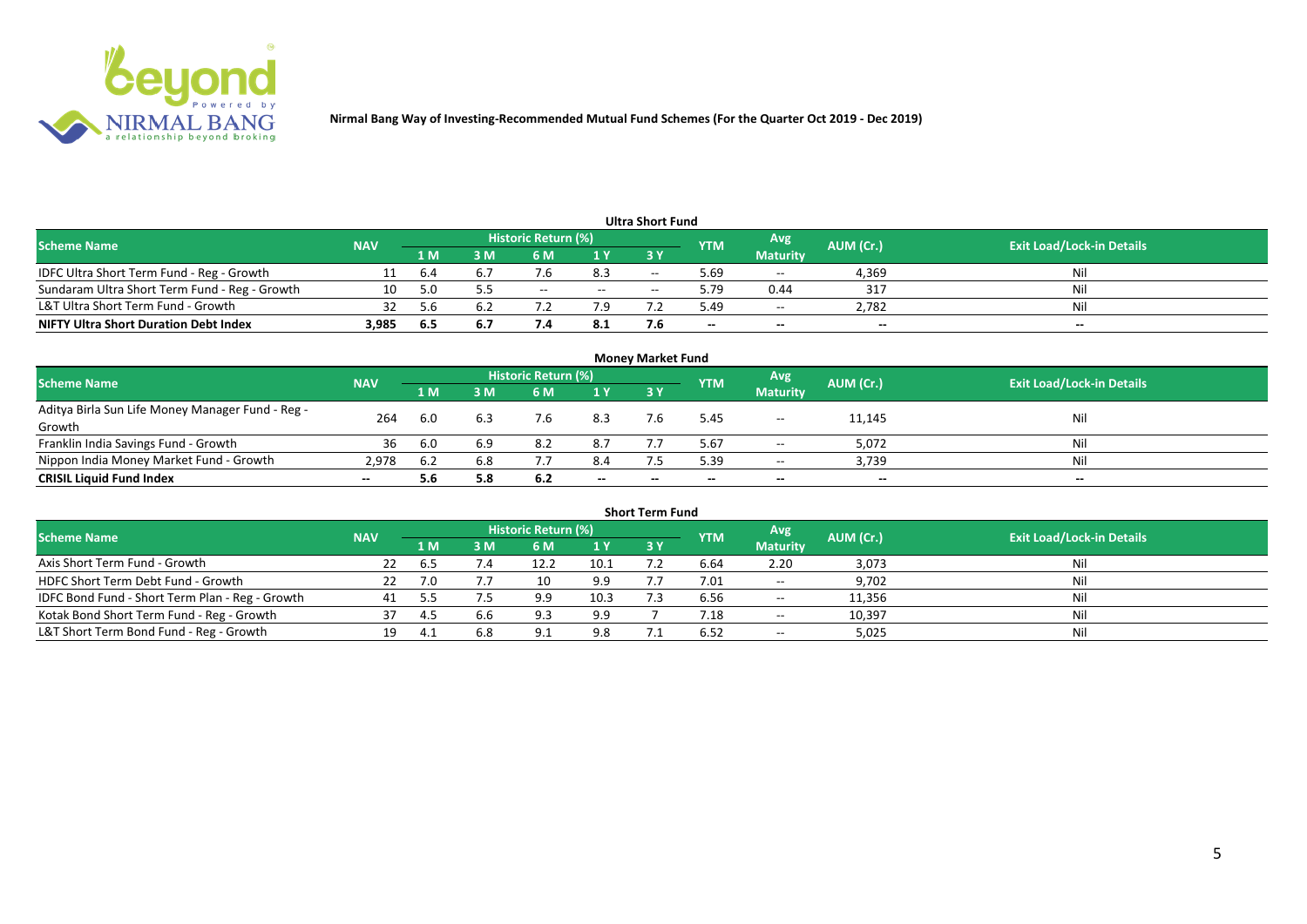Nirmal Bang Way of Investing-Recommended Mutual Fund Schemes (For the Quarter Oct 2019 - Dec 2019)

## Ultra Short Fund

| Scheme Name | NAV | Historic Return (%) | | | | | YTM | Avg Maturity | AUM (Cr.) | Exit Load/Lock-in Details |
|---|---|---|---|---|---|---|---|---|---|---|
| | | 1 M | 3 M | 6 M | 1 Y | 3 Y | | | | |
| IDFC Ultra Short Term Fund - Reg - Growth | 11 | 6.4 | 6.7 | 7.6 | 8.3 | -- | 5.69 | -- | 4,369 | Nil |
| Sundaram Ultra Short Term Fund - Reg - Growth | 10 | 5.0 | 5.5 | -- | -- | -- | 5.79 | 0.44 | 317 | Nil |
| L&T Ultra Short Term Fund - Growth | 32 | 5.6 | 6.2 | 7.2 | 7.9 | 7.2 | 5.49 | -- | 2,782 | Nil |
| **NIFTY Ultra Short Duration Debt Index** | **3,985** | **6.5** | **6.7** | **7.4** | **8.1** | **7.6** | **--** | **--** | **--** | **--** |

## Money Market Fund

| Scheme Name | NAV | Historic Return (%) | | | | | YTM | Avg Maturity | AUM (Cr.) | Exit Load/Lock-in Details |
|---|---|---|---|---|---|---|---|---|---|---|
| | | 1 M | 3 M | 6 M | 1 Y | 3 Y | | | | |
| Aditya Birla Sun Life Money Manager Fund - Reg - Growth | 264 | 6.0 | 6.3 | 7.6 | 8.3 | 7.6 | 5.45 | -- | 11,145 | Nil |
| Franklin India Savings Fund - Growth | 36 | 6.0 | 6.9 | 8.2 | 8.7 | 7.7 | 5.67 | -- | 5,072 | Nil |
| Nippon India Money Market Fund - Growth | 2,978 | 6.2 | 6.8 | 7.7 | 8.4 | 7.5 | 5.39 | -- | 3,739 | Nil |
| **CRISIL Liquid Fund Index** | **--** | **5.6** | **5.8** | **6.2** | **--** | **--** | **--** | **--** | **--** | **--** |

## Short Term Fund

| Scheme Name | NAV | Historic Return (%) | | | | | YTM | Avg Maturity | AUM (Cr.) | Exit Load/Lock-in Details |
|---|---|---|---|---|---|---|---|---|---|---|
| | | 1 M | 3 M | 6 M | 1 Y | 3 Y | | | | |
| Axis Short Term Fund - Growth | 22 | 6.5 | 7.4 | 12.2 | 10.1 | 7.2 | 6.64 | 2.20 | 3,073 | Nil |
| HDFC Short Term Debt Fund - Growth | 22 | 7.0 | 7.7 | 10 | 9.9 | 7.7 | 7.01 | -- | 9,702 | Nil |
| IDFC Bond Fund - Short Term Plan - Reg - Growth | 41 | 5.5 | 7.5 | 9.9 | 10.3 | 7.3 | 6.56 | -- | 11,356 | Nil |
| Kotak Bond Short Term Fund - Reg - Growth | 37 | 4.5 | 6.6 | 9.3 | 9.9 | 7 | 7.18 | -- | 10,397 | Nil |
| L&T Short Term Bond Fund - Reg - Growth | 19 | 4.1 | 6.8 | 9.1 | 9.8 | 7.1 | 6.52 | -- | 5,025 | Nil |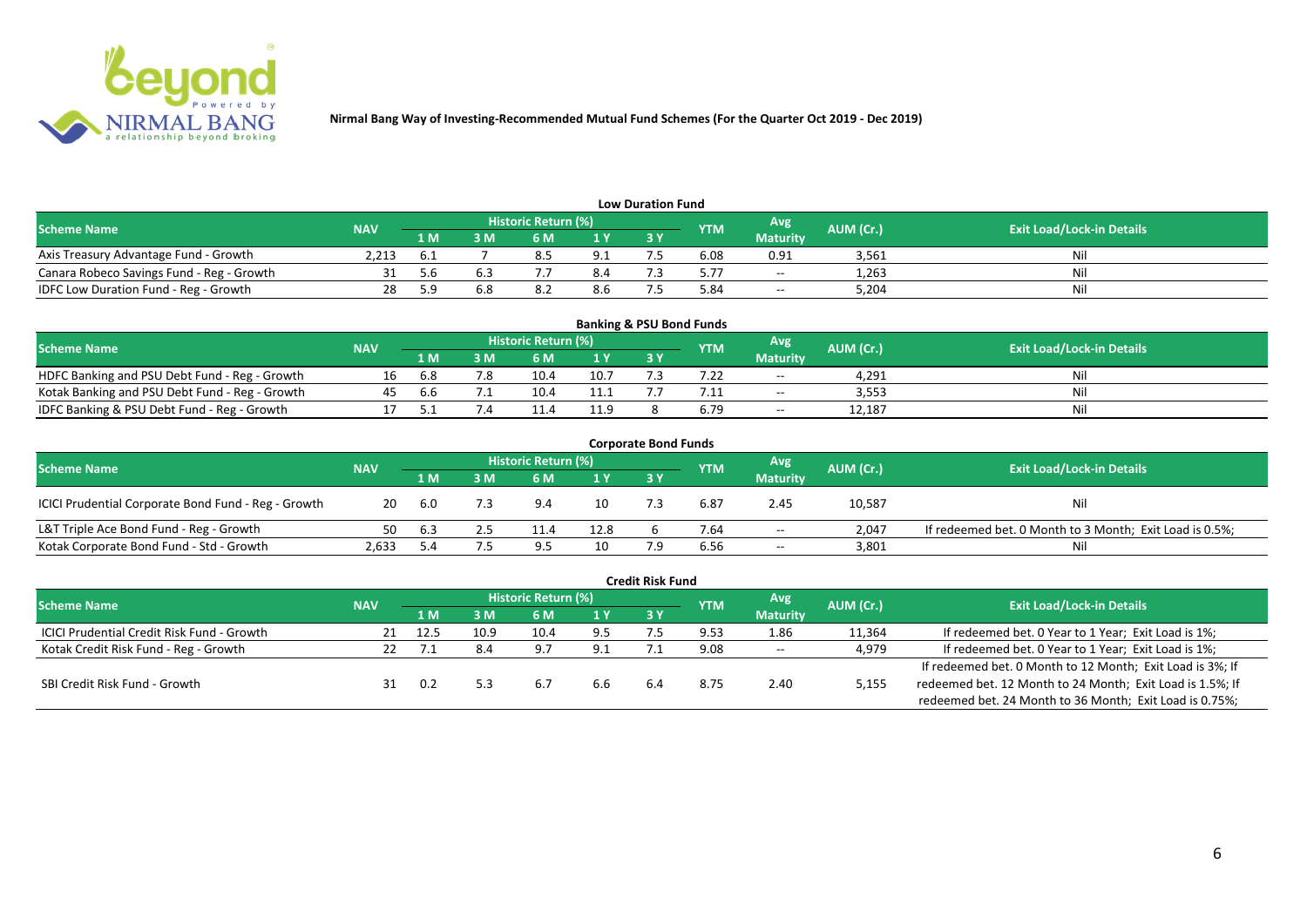**Nirmal Bang Way of Investing-Recommended Mutual Fund Schemes (For the Quarter Oct 2019 - Dec 2019)**

### Low Duration Fund

| Scheme Name | NAV | Historic Return (%) | | | | | YTM | Avg Maturity | AUM (Cr.) | Exit Load/Lock-in Details |
|---|---|---|---|---|---|---|---|---|---|---|
| | | 1 M | 3 M | 6 M | 1 Y | 3 Y | | | | |
| Axis Treasury Advantage Fund - Growth | 2,213 | 6.1 | 7 | 8.5 | 9.1 | 7.5 | 6.08 | 0.91 | 3,561 | Nil |
| Canara Robeco Savings Fund - Reg - Growth | 31 | 5.6 | 6.3 | 7.7 | 8.4 | 7.3 | 5.77 | -- | 1,263 | Nil |
| IDFC Low Duration Fund - Reg - Growth | 28 | 5.9 | 6.8 | 8.2 | 8.6 | 7.5 | 5.84 | -- | 5,204 | Nil |

### Banking & PSU Bond Funds

| Scheme Name | NAV | Historic Return (%) | | | | | YTM | Avg Maturity | AUM (Cr.) | Exit Load/Lock-in Details |
|---|---|---|---|---|---|---|---|---|---|---|
| | | 1 M | 3 M | 6 M | 1 Y | 3 Y | | | | |
| HDFC Banking and PSU Debt Fund - Reg - Growth | 16 | 6.8 | 7.8 | 10.4 | 10.7 | 7.3 | 7.22 | -- | 4,291 | Nil |
| Kotak Banking and PSU Debt Fund - Reg - Growth | 45 | 6.6 | 7.1 | 10.4 | 11.1 | 7.7 | 7.11 | -- | 3,553 | Nil |
| IDFC Banking & PSU Debt Fund - Reg - Growth | 17 | 5.1 | 7.4 | 11.4 | 11.9 | 8 | 6.79 | -- | 12,187 | Nil |

### Corporate Bond Funds

| Scheme Name | NAV | Historic Return (%) | | | | | YTM | Avg Maturity | AUM (Cr.) | Exit Load/Lock-in Details |
|---|---|---|---|---|---|---|---|---|---|---|
| | | 1 M | 3 M | 6 M | 1 Y | 3 Y | | | | |
| ICICI Prudential Corporate Bond Fund - Reg - Growth | 20 | 6.0 | 7.3 | 9.4 | 10 | 7.3 | 6.87 | 2.45 | 10,587 | Nil |
| L&T Triple Ace Bond Fund - Reg - Growth | 50 | 6.3 | 2.5 | 11.4 | 12.8 | 6 | 7.64 | -- | 2,047 | If redeemed bet. 0 Month to 3 Month; Exit Load is 0.5%; |
| Kotak Corporate Bond Fund - Std - Growth | 2,633 | 5.4 | 7.5 | 9.5 | 10 | 7.9 | 6.56 | -- | 3,801 | Nil |

### Credit Risk Fund

| Scheme Name | NAV | Historic Return (%) | | | | | YTM | Avg Maturity | AUM (Cr.) | Exit Load/Lock-in Details |
|---|---|---|---|---|---|---|---|---|---|---|
| | | 1 M | 3 M | 6 M | 1 Y | 3 Y | | | | |
| ICICI Prudential Credit Risk Fund - Growth | 21 | 12.5 | 10.9 | 10.4 | 9.5 | 7.5 | 9.53 | 1.86 | 11,364 | If redeemed bet. 0 Year to 1 Year; Exit Load is 1%; |
| Kotak Credit Risk Fund - Reg - Growth | 22 | 7.1 | 8.4 | 9.7 | 9.1 | 7.1 | 9.08 | -- | 4,979 | If redeemed bet. 0 Year to 1 Year; Exit Load is 1%; |
| SBI Credit Risk Fund - Growth | 31 | 0.2 | 5.3 | 6.7 | 6.6 | 6.4 | 8.75 | 2.40 | 5,155 | If redeemed bet. 0 Month to 12 Month; Exit Load is 3%; If redeemed bet. 12 Month to 24 Month; Exit Load is 1.5%; If redeemed bet. 24 Month to 36 Month; Exit Load is 0.75%; |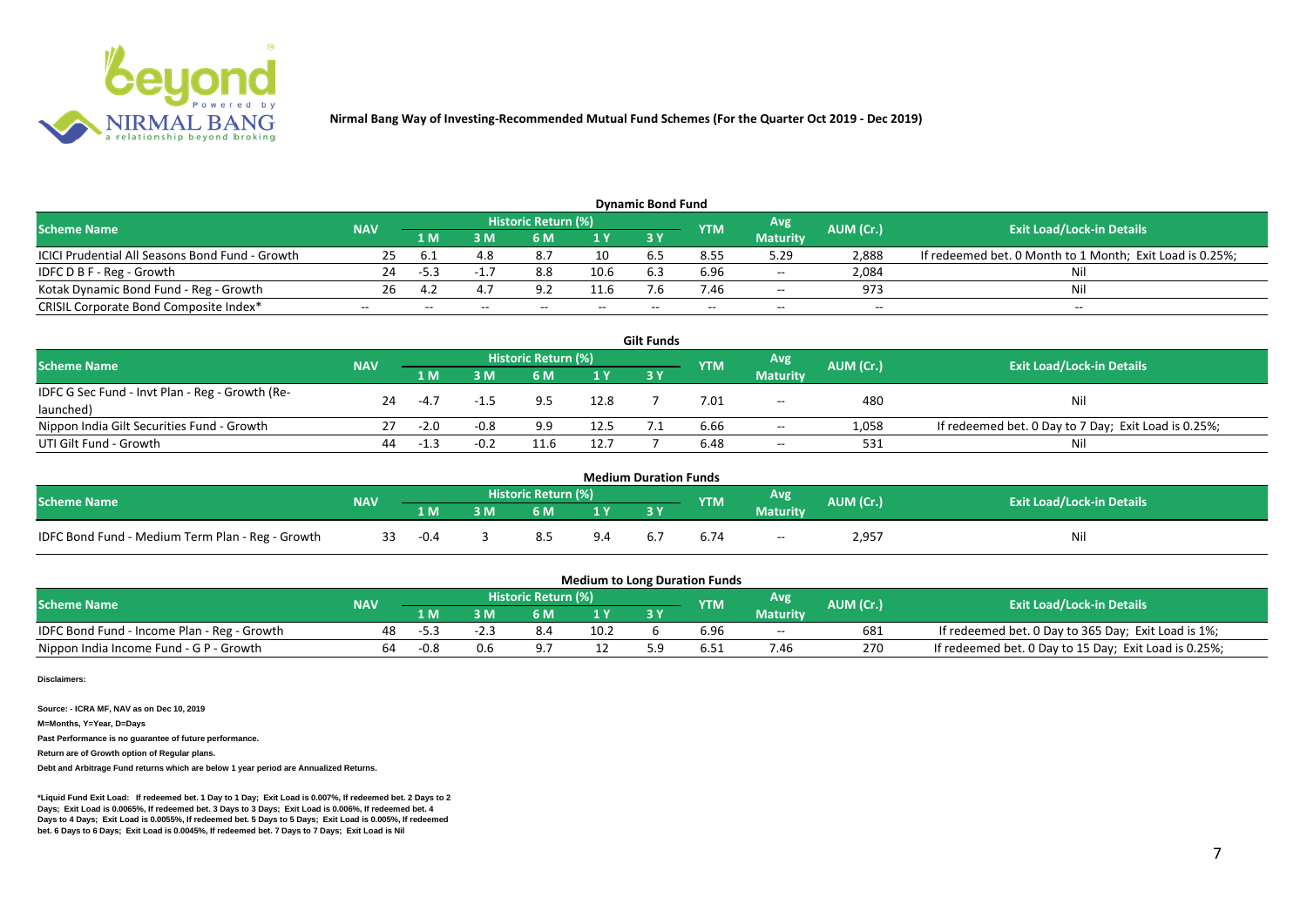**Nirmal Bang Way of Investing-Recommended Mutual Fund Schemes (For the Quarter Oct 2019 - Dec 2019)**

### Dynamic Bond Fund

| Scheme Name | NAV | Historic Return (%) | | | | | YTM | Avg Maturity | AUM (Cr.) | Exit Load/Lock-in Details |
|---|---|---|---|---|---|---|---|---|---|---|
| | | 1 M | 3 M | 6 M | 1 Y | 3 Y | | | | |
| ICICI Prudential All Seasons Bond Fund - Growth | 25 | 6.1 | 4.8 | 8.7 | 10 | 6.5 | 8.55 | 5.29 | 2,888 | If redeemed bet. 0 Month to 1 Month; Exit Load is 0.25%; |
| IDFC D B F - Reg - Growth | 24 | -5.3 | -1.7 | 8.8 | 10.6 | 6.3 | 6.96 | -- | 2,084 | Nil |
| Kotak Dynamic Bond Fund - Reg - Growth | 26 | 4.2 | 4.7 | 9.2 | 11.6 | 7.6 | 7.46 | -- | 973 | Nil |
| CRISIL Corporate Bond Composite Index* | -- | -- | -- | -- | -- | -- | -- | -- | -- | -- |

### Gilt Funds

| Scheme Name | NAV | Historic Return (%) | | | | | YTM | Avg Maturity | AUM (Cr.) | Exit Load/Lock-in Details |
|---|---|---|---|---|---|---|---|---|---|---|
| | | 1 M | 3 M | 6 M | 1 Y | 3 Y | | | | |
| IDFC G Sec Fund - Invt Plan - Reg - Growth (Re-launched) | 24 | -4.7 | -1.5 | 9.5 | 12.8 | 7 | 7.01 | -- | 480 | Nil |
| Nippon India Gilt Securities Fund - Growth | 27 | -2.0 | -0.8 | 9.9 | 12.5 | 7.1 | 6.66 | -- | 1,058 | If redeemed bet. 0 Day to 7 Day; Exit Load is 0.25%; |
| UTI Gilt Fund - Growth | 44 | -1.3 | -0.2 | 11.6 | 12.7 | 7 | 6.48 | -- | 531 | Nil |

### Medium Duration Funds

| Scheme Name | NAV | Historic Return (%) | | | | | YTM | Avg Maturity | AUM (Cr.) | Exit Load/Lock-in Details |
|---|---|---|---|---|---|---|---|---|---|---|
| | | 1 M | 3 M | 6 M | 1 Y | 3 Y | | | | |
| IDFC Bond Fund - Medium Term Plan - Reg - Growth | 33 | -0.4 | 3 | 8.5 | 9.4 | 6.7 | 6.74 | -- | 2,957 | Nil |

### Medium to Long Duration Funds

| Scheme Name | NAV | Historic Return (%) | | | | | YTM | Avg Maturity | AUM (Cr.) | Exit Load/Lock-in Details |
|---|---|---|---|---|---|---|---|---|---|---|
| | | 1 M | 3 M | 6 M | 1 Y | 3 Y | | | | |
| IDFC Bond Fund - Income Plan - Reg - Growth | 48 | -5.3 | -2.3 | 8.4 | 10.2 | 6 | 6.96 | -- | 681 | If redeemed bet. 0 Day to 365 Day; Exit Load is 1%; |
| Nippon India Income Fund - G P - Growth | 64 | -0.8 | 0.6 | 9.7 | 12 | 5.9 | 6.51 | 7.46 | 270 | If redeemed bet. 0 Day to 15 Day; Exit Load is 0.25%; |

**Disclaimers:**

**Source: - ICRA MF, NAV as on Dec 10, 2019**

**M=Months, Y=Year, D=Days**

**Past Performance is no guarantee of future performance.**

**Return are of Growth option of Regular plans.**

**Debt and Arbitrage Fund returns which are below 1 year period are Annualized Returns.**

***Liquid Fund Exit Load: If redeemed bet. 1 Day to 1 Day; Exit Load is 0.007%, If redeemed bet. 2 Days to 2 Days; Exit Load is 0.0065%, If redeemed bet. 3 Days to 3 Days; Exit Load is 0.006%, If redeemed bet. 4 Days to 4 Days; Exit Load is 0.0055%, If redeemed bet. 5 Days to 5 Days; Exit Load is 0.005%, If redeemed bet. 6 Days to 6 Days; Exit Load is 0.0045%, If redeemed bet. 7 Days to 7 Days; Exit Load is Nil**